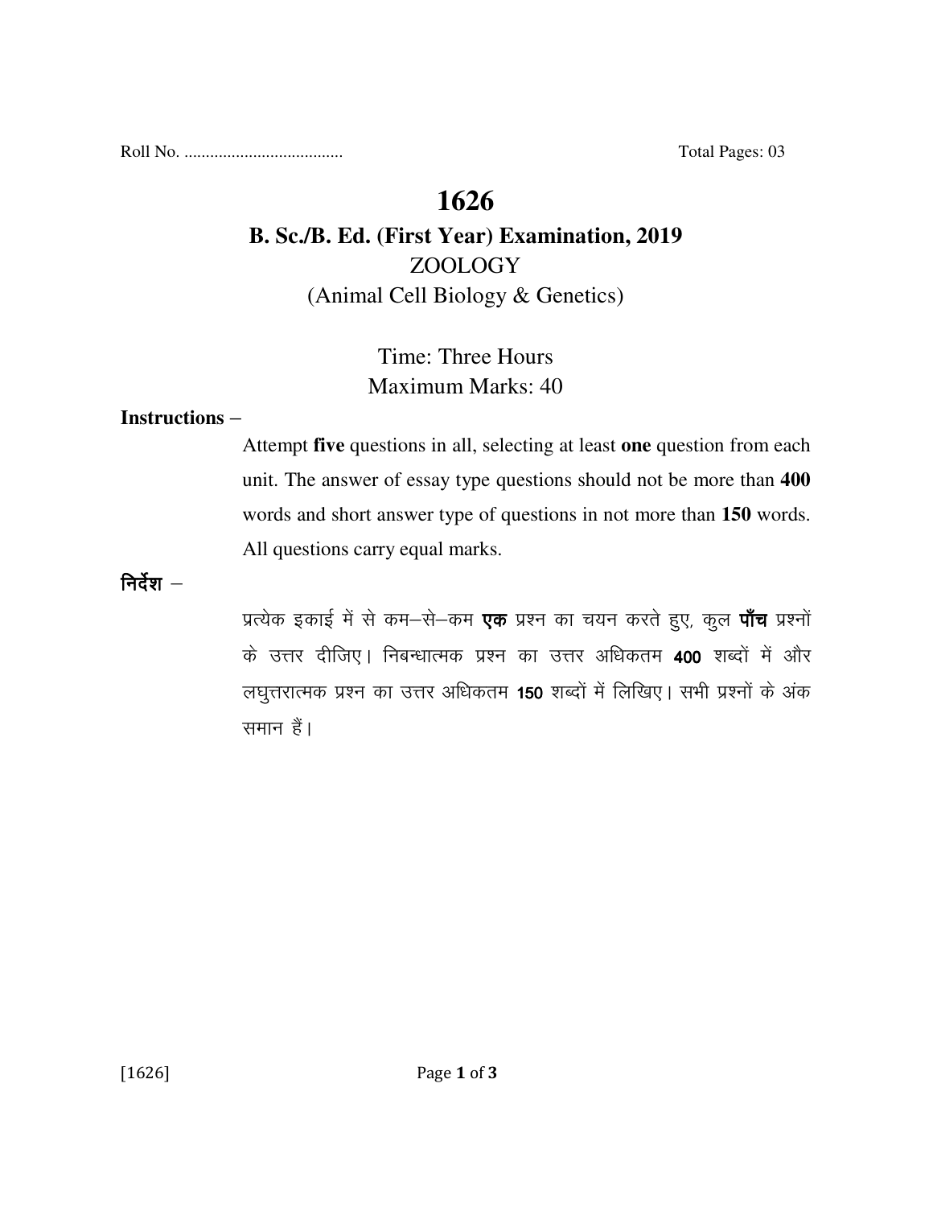Roll No. .................................... Total Pages: 03

# 1626

## B. Sc./B. Ed. (First Year) Examination, 2019

ZOOLOGY

(Animal Cell Biology & Genetics)

Time: Three Hours

Maximum Marks: 40

**Instructions –**

Attempt **five** questions in all, selecting at least **one** question from each unit. The answer of essay type questions should not be more than **400** words and short answer type of questions in not more than **150** words. All questions carry equal marks.

**निर्देश –**

प्रत्येक इकाई में से कम–से–कम **एक** प्रश्न का चयन करते हुए, कुल **पाँच** प्रश्नों के उत्तर दीजिए। निबन्धात्मक प्रश्न का उत्तर अधिकतम **400** शब्दों में और लघुत्तरात्मक प्रश्न का उत्तर अधिकतम **150** शब्दों में लिखिए। सभी प्रश्नों के अंक समान हैं।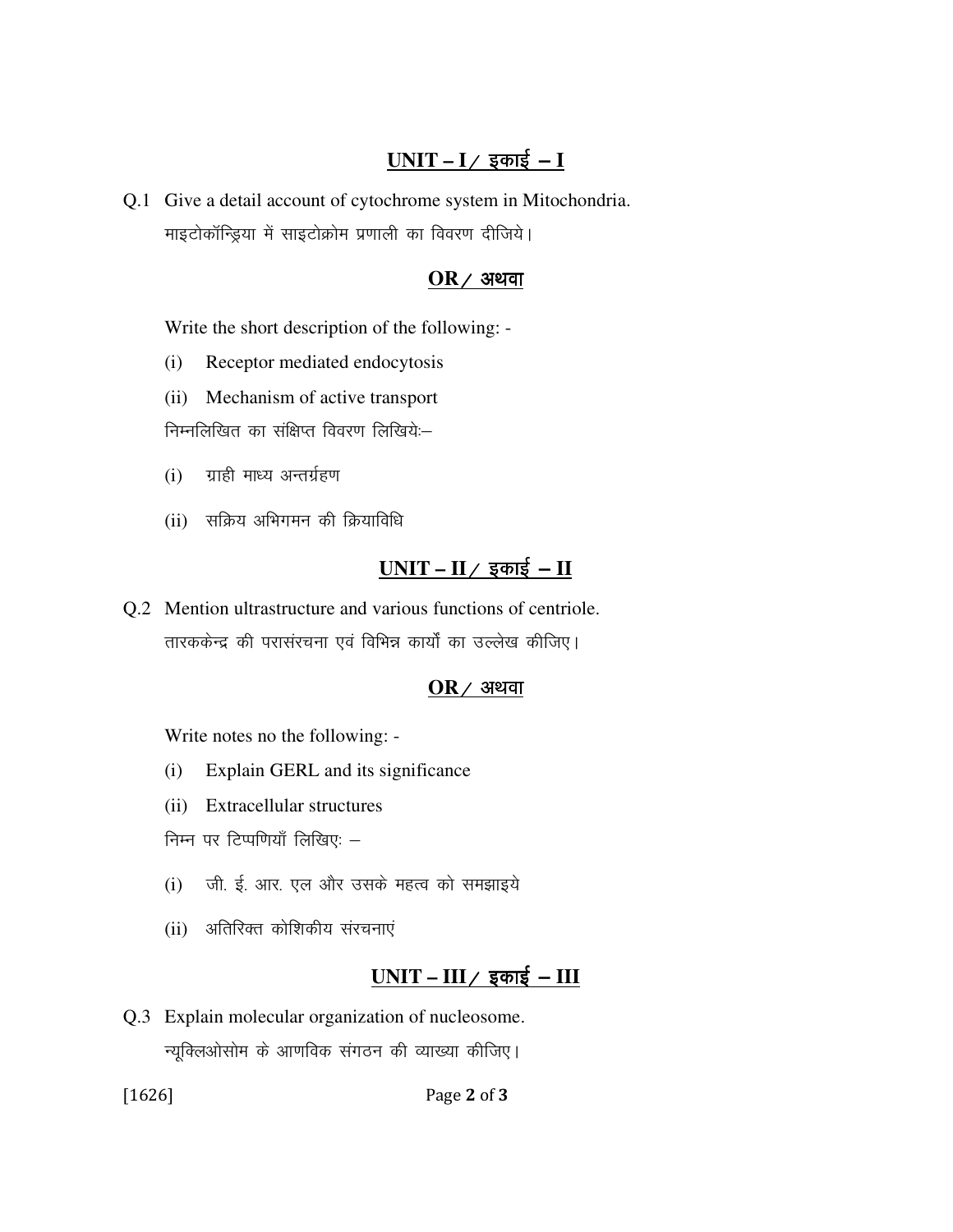## UNIT – I / इकाई – I

Q.1 Give a detail account of cytochrome system in Mitochondria.

माइटोकॉन्ड्रिया में साइटोक्रोम प्रणाली का विवरण दीजिये।

### OR / अथवा

Write the short description of the following: -

(i) Receptor mediated endocytosis

(ii) Mechanism of active transport

निम्नलिखित का संक्षिप्त विवरण लिखिये:–

(i) ग्राही माध्य अन्तर्ग्रहण

(ii) सक्रिय अभिगमन की क्रियाविधि

## UNIT – II / इकाई – II

Q.2 Mention ultrastructure and various functions of centriole.

तारककेन्द्र की परासंरचना एवं विभिन्न कार्यों का उल्लेख कीजिए।

### OR / अथवा

Write notes no the following: -

(i) Explain GERL and its significance

(ii) Extracellular structures

निम्न पर टिप्पणियाँ लिखिए: –

(i) जी. ई. आर. एल और उसके महत्व को समझाइये

(ii) अतिरिक्त कोशिकीय संरचनाएं

## UNIT – III / इकाई – III

Q.3 Explain molecular organization of nucleosome.

न्यूक्लिओसोम के आणविक संगठन की व्याख्या कीजिए।

[1626]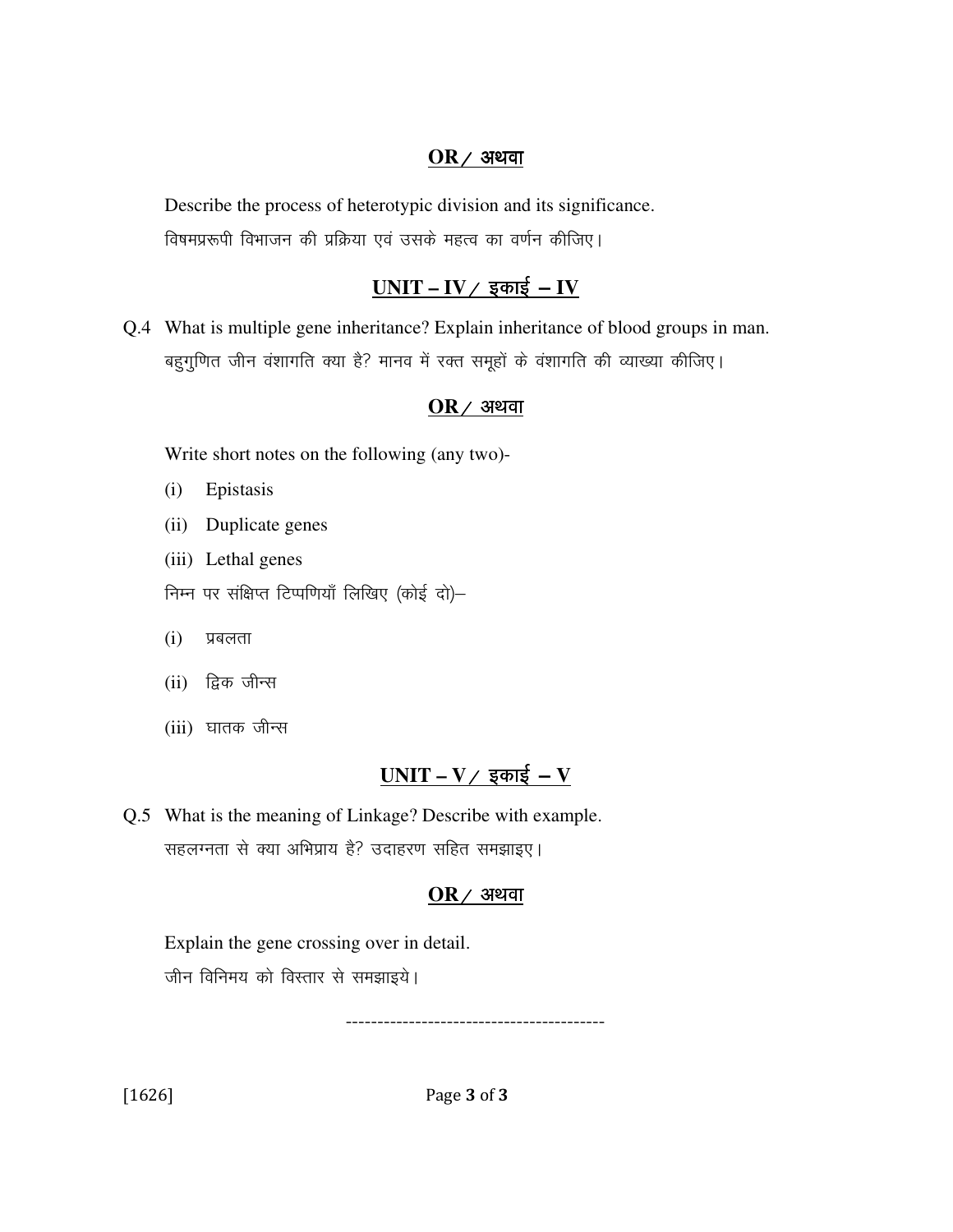**OR / अथवा**

Describe the process of heterotypic division and its significance.

विषमप्ररूपी विभाजन की प्रक्रिया एवं उसके महत्व का वर्णन कीजिए।

## UNIT – IV / इकाई – IV

Q.4 What is multiple gene inheritance? Explain inheritance of blood groups in man.

बहुगुणित जीन वंशागति क्या है? मानव में रक्त समूहों के वंशागति की व्याख्या कीजिए।

**OR / अथवा**

Write short notes on the following (any two)-

(i) Epistasis

(ii) Duplicate genes

(iii) Lethal genes

निम्न पर संक्षिप्त टिप्पणियाँ लिखिए (कोई दो)–

(i) प्रबलता

(ii) द्विक जीन्स

(iii) घातक जीन्स

## UNIT – V / इकाई – V

Q.5 What is the meaning of Linkage? Describe with example.

सहलग्नता से क्या अभिप्राय है? उदाहरण सहित समझाइए।

**OR / अथवा**

Explain the gene crossing over in detail.

जीन विनिमय को विस्तार से समझाइये।

-----------------------------------------

[1626]